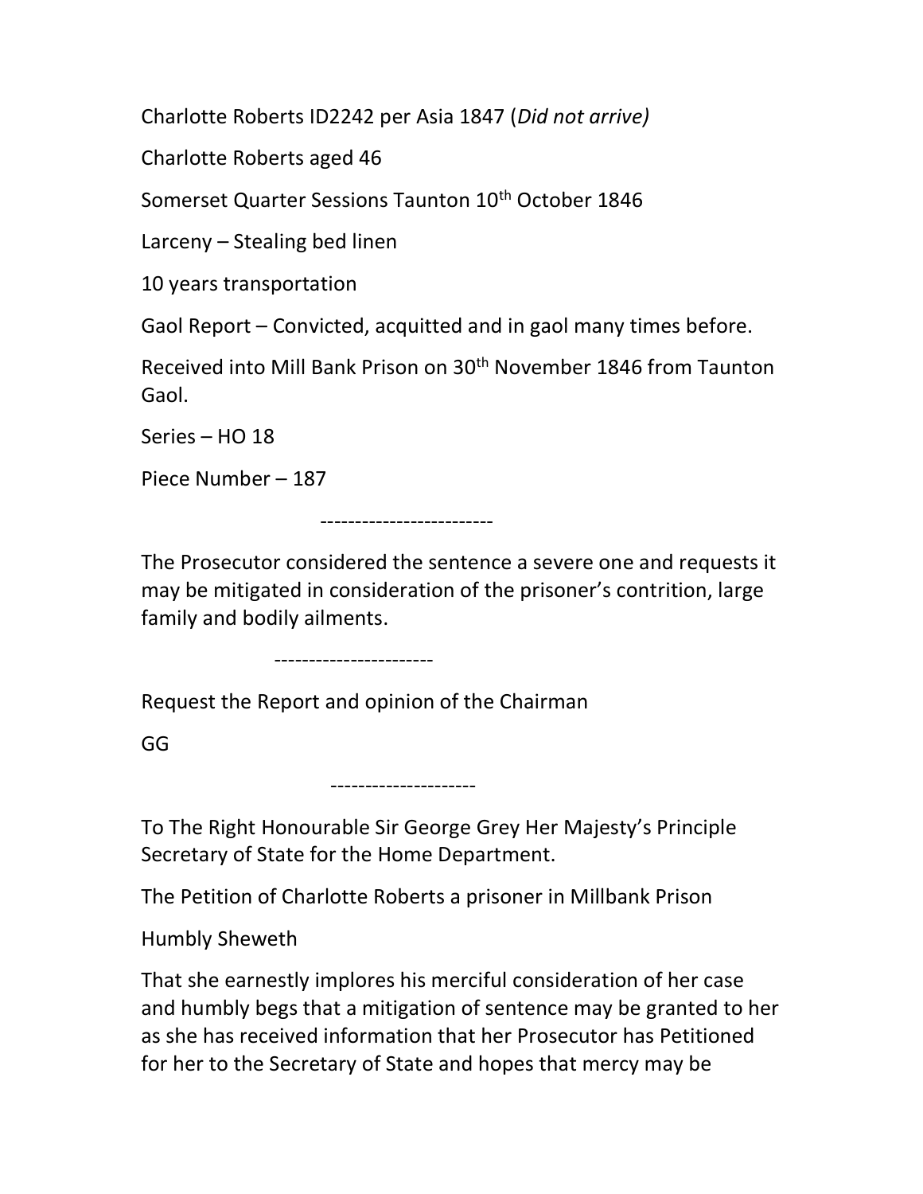Charlotte Roberts ID2242 per Asia 1847 (*Did not arrive)*

Charlotte Roberts aged 46

Somerset Quarter Sessions Taunton 10th October 1846

Larceny – Stealing bed linen

10 years transportation

Gaol Report – Convicted, acquitted and in gaol many times before.

Received into Mill Bank Prison on 30th November 1846 from Taunton Gaol.

Series – HO 18

Piece Number – 187

-------------------------

The Prosecutor considered the sentence a severe one and requests it may be mitigated in consideration of the prisoner's contrition, large family and bodily ailments.

-----------------------

Request the Report and opinion of the Chairman

GG

---------------------

To The Right Honourable Sir George Grey Her Majesty's Principle Secretary of State for the Home Department.

The Petition of Charlotte Roberts a prisoner in Millbank Prison

Humbly Sheweth

That she earnestly implores his merciful consideration of her case and humbly begs that a mitigation of sentence may be granted to her as she has received information that her Prosecutor has Petitioned for her to the Secretary of State and hopes that mercy may be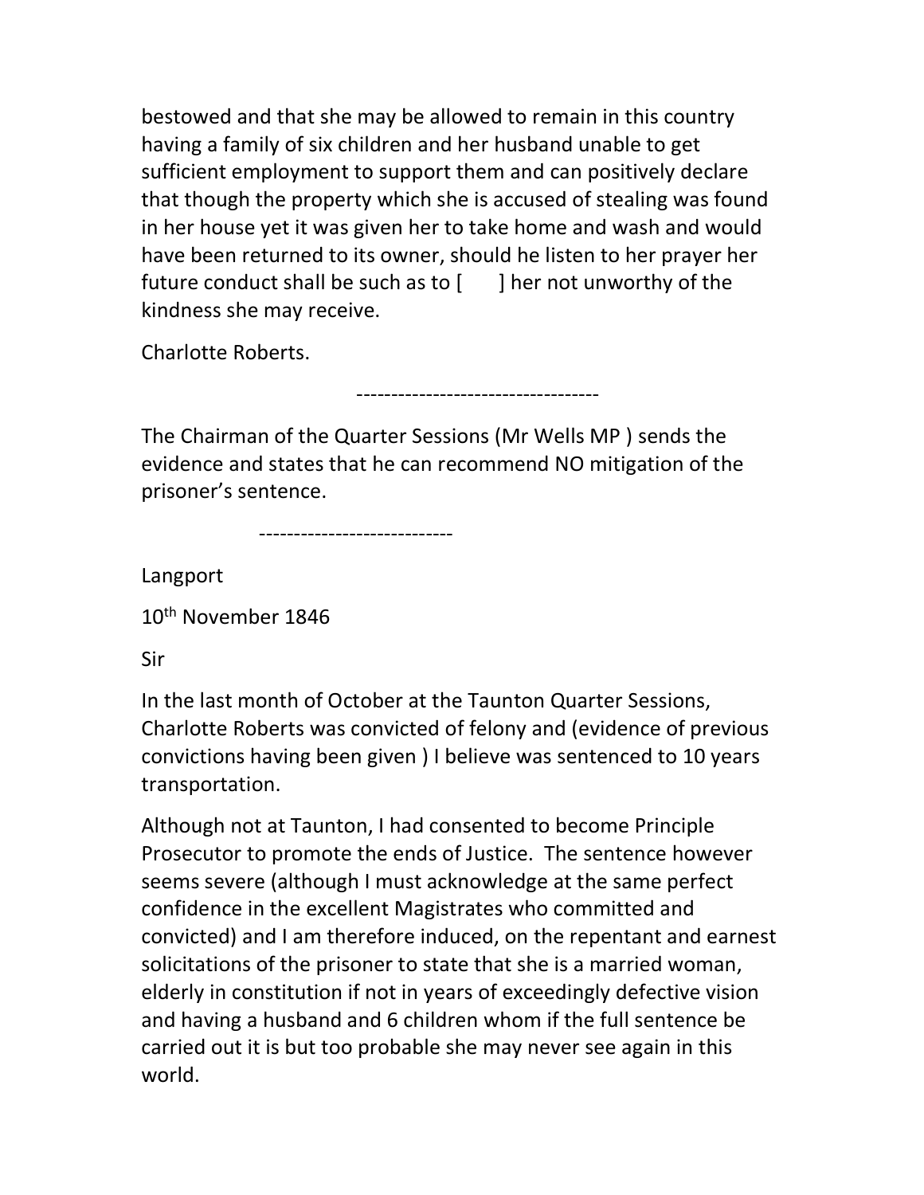bestowed and that she may be allowed to remain in this country having a family of six children and her husband unable to get sufficient employment to support them and can positively declare that though the property which she is accused of stealing was found in her house yet it was given her to take home and wash and would have been returned to its owner, should he listen to her prayer her future conduct shall be such as to [      ] her not unworthy of the kindness she may receive.

Charlotte Roberts.

-----------------------------------

The Chairman of the Quarter Sessions (Mr Wells MP ) sends the evidence and states that he can recommend NO mitigation of the prisoner's sentence.

----------------------------

Langport

10th November 1846

Sir

In the last month of October at the Taunton Quarter Sessions, Charlotte Roberts was convicted of felony and (evidence of previous convictions having been given ) I believe was sentenced to 10 years transportation.

Although not at Taunton, I had consented to become Principle Prosecutor to promote the ends of Justice. The sentence however seems severe (although I must acknowledge at the same perfect confidence in the excellent Magistrates who committed and convicted) and I am therefore induced, on the repentant and earnest solicitations of the prisoner to state that she is a married woman, elderly in constitution if not in years of exceedingly defective vision and having a husband and 6 children whom if the full sentence be carried out it is but too probable she may never see again in this world.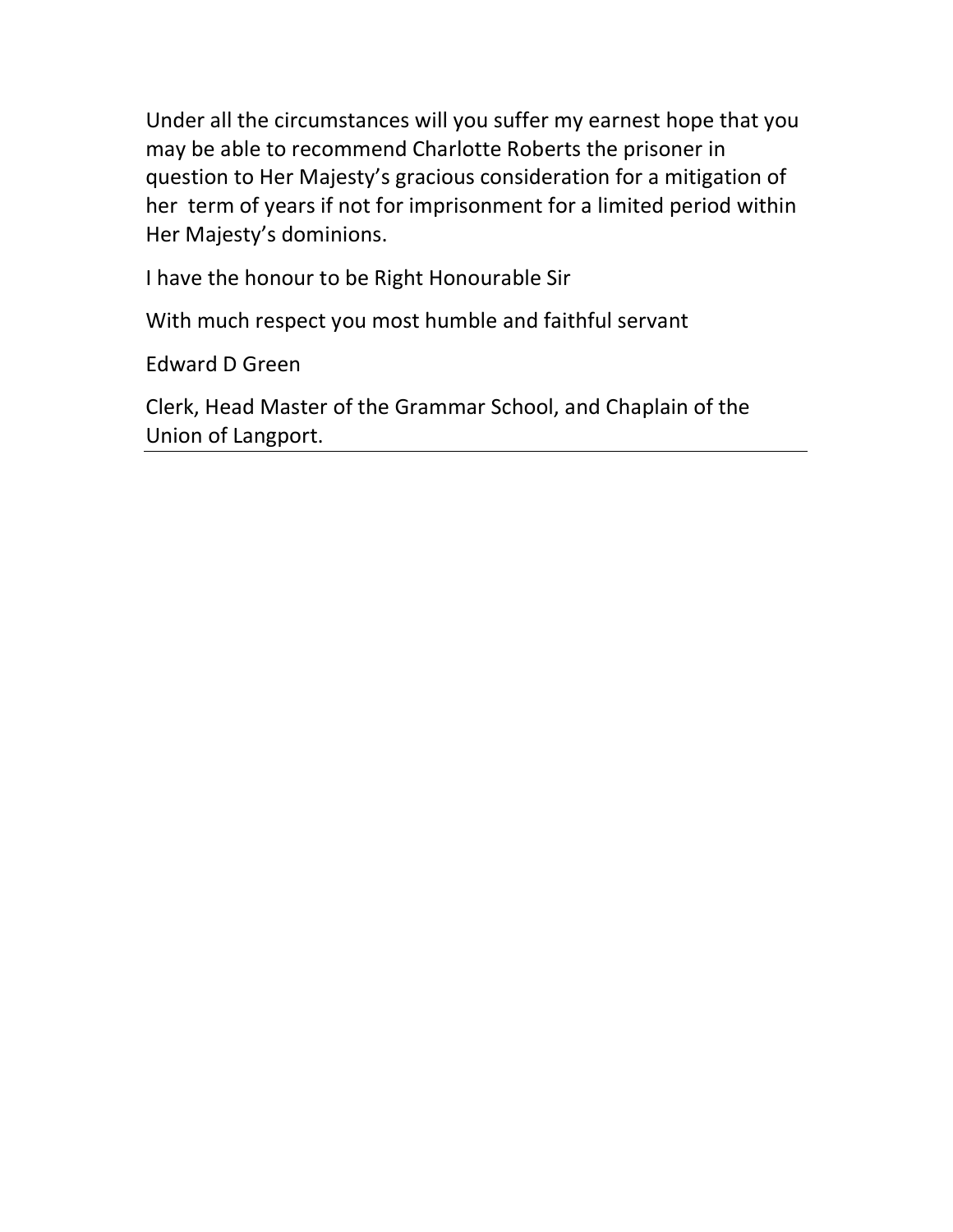Under all the circumstances will you suffer my earnest hope that you may be able to recommend Charlotte Roberts the prisoner in question to Her Majesty's gracious consideration for a mitigation of her term of years if not for imprisonment for a limited period within Her Majesty's dominions.

I have the honour to be Right Honourable Sir

With much respect you most humble and faithful servant

Edward D Green

Clerk, Head Master of the Grammar School, and Chaplain of the Union of Langport.

---